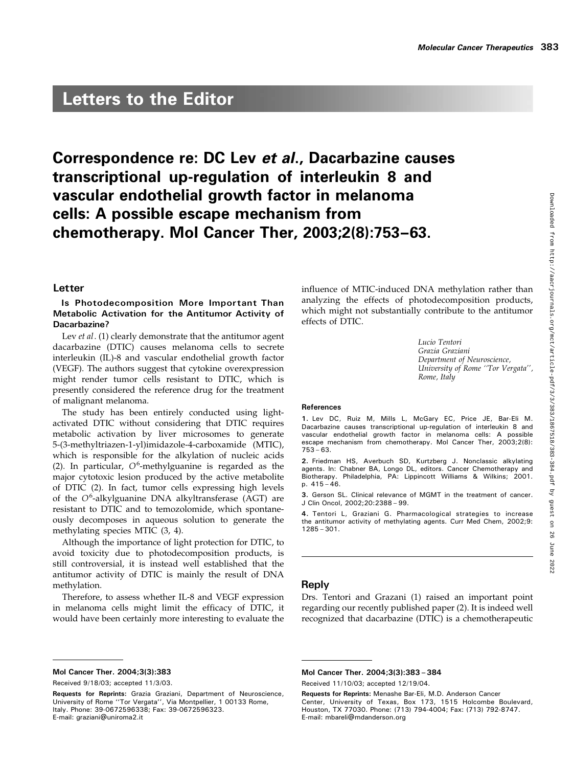# Letters to the Editor

## Correspondence re: DC Lev *et al.*, Dacarbazine causes transcriptional up-regulation of interleukin 8 and vascular endothelial growth factor in melanoma cells: A possible escape mechanism from chemotherapy. Mol Cancer Ther, 2003;2(8):753–63.

### Letter

**Is Photodecomposition More Important Than Metabolic Activation for the Antitumor Activity of Dacarbazine?**

Lev *et al*. (1) clearly demonstrate that the antitumor agent dacarbazine (DTIC) causes melanoma cells to secrete interleukin (IL)-8 and vascular endothelial growth factor (VEGF). The authors suggest that cytokine overexpression might render tumor cells resistant to DTIC, which is presently considered the reference drug for the treatment of malignant melanoma.

The study has been entirely conducted using light-activated DTIC without considering that DTIC requires metabolic activation by liver microsomes to generate 5-(3-methyltriazen-1-yl)imidazole-4-carboxamide (MTIC), which is responsible for the alkylation of nucleic acids (2). In particular, $O^6$-methylguanine is regarded as the major cytotoxic lesion produced by the active metabolite of DTIC (2). In fact, tumor cells expressing high levels of the $O^6$-alkylguanine DNA alkyltransferase (AGT) are resistant to DTIC and to temozolomide, which spontaneously decomposes in aqueous solution to generate the methylating species MTIC (3, 4).

Although the importance of light protection for DTIC, to avoid toxicity due to photodecomposition products, is still controversial, it is instead well established that the antitumor activity of DTIC is mainly the result of DNA methylation.

Therefore, to assess whether IL-8 and VEGF expression in melanoma cells might limit the efficacy of DTIC, it would have been certainly more interesting to evaluate the influence of MTIC-induced DNA methylation rather than analyzing the effects of photodecomposition products, which might not substantially contribute to the antitumor effects of DTIC.

*Lucio Tentori*
*Grazia Graziani*
*Department of Neuroscience,*
*University of Rome ''Tor Vergata'',*
*Rome, Italy*

#### References

1. Lev DC, Ruiz M, Mills L, McGary EC, Price JE, Bar-Eli M. Dacarbazine causes transcriptional up-regulation of interleukin 8 and vascular endothelial growth factor in melanoma cells: A possible escape mechanism from chemotherapy. Mol Cancer Ther, 2003;2(8): 753 – 63.
2. Friedman HS, Averbuch SD, Kurtzberg J. Nonclassic alkylating agents. In: Chabner BA, Longo DL, editors. Cancer Chemotherapy and Biotherapy. Philadelphia, PA: Lippincott Williams & Wilkins; 2001. p. 415 – 46.
3. Gerson SL. Clinical relevance of MGMT in the treatment of cancer. J Clin Oncol, 2002;20:2388 – 99.
4. Tentori L, Graziani G. Pharmacological strategies to increase the antitumor activity of methylating agents. Curr Med Chem, 2002;9: 1285 – 301.

Mol Cancer Ther. 2004;3(3):383

Received 9/18/03; accepted 11/3/03.

**Requests for Reprints:** Grazia Graziani, Department of Neuroscience, University of Rome ''Tor Vergata'', Via Montpellier, 1 00133 Rome, Italy. Phone: 39-0672596338; Fax: 39-0672596323. E-mail: graziani@uniroma2.it

### Reply

Drs. Tentori and Grazani (1) raised an important point regarding our recently published paper (2). It is indeed well recognized that dacarbazine (DTIC) is a chemotherapeutic

Mol Cancer Ther. 2004;3(3):383 – 384

Received 11/10/03; accepted 12/19/04.

**Requests for Reprints:** Menashe Bar-Eli, M.D. Anderson Cancer Center, University of Texas, Box 173, 1515 Holcombe Boulevard, Houston, TX 77030. Phone: (713) 794-4004; Fax: (713) 792-8747. E-mail: mbareli@mdanderson.org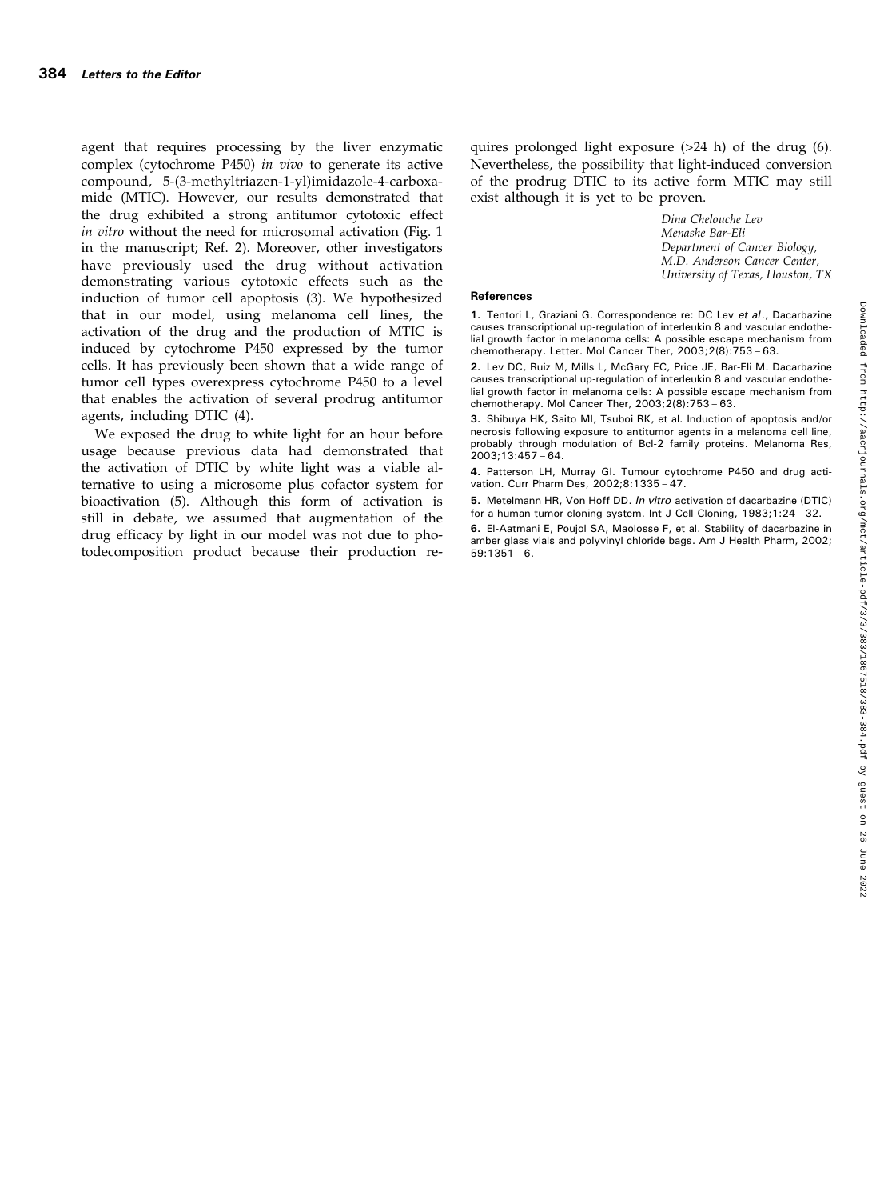agent that requires processing by the liver enzymatic complex (cytochrome P450) *in vivo* to generate its active compound, 5-(3-methyltriazen-1-yl)imidazole-4-carboxamide (MTIC). However, our results demonstrated that the drug exhibited a strong antitumor cytotoxic effect *in vitro* without the need for microsomal activation (Fig. 1 in the manuscript; Ref. 2). Moreover, other investigators have previously used the drug without activation demonstrating various cytotoxic effects such as the induction of tumor cell apoptosis (3). We hypothesized that in our model, using melanoma cell lines, the activation of the drug and the production of MTIC is induced by cytochrome P450 expressed by the tumor cells. It has previously been shown that a wide range of tumor cell types overexpress cytochrome P450 to a level that enables the activation of several prodrug antitumor agents, including DTIC (4).

We exposed the drug to white light for an hour before usage because previous data had demonstrated that the activation of DTIC by white light was a viable alternative to using a microsome plus cofactor system for bioactivation (5). Although this form of activation is still in debate, we assumed that augmentation of the drug efficacy by light in our model was not due to photodecomposition product because their production requires prolonged light exposure (>24 h) of the drug (6). Nevertheless, the possibility that light-induced conversion of the prodrug DTIC to its active form MTIC may still exist although it is yet to be proven.

*Dina Chelouche Lev*
*Menashe Bar-Eli*
*Department of Cancer Biology,*
*M.D. Anderson Cancer Center,*
*University of Texas, Houston, TX*

#### References

1. Tentori L, Graziani G. Correspondence re: DC Lev *et al*., Dacarbazine causes transcriptional up-regulation of interleukin 8 and vascular endothelial growth factor in melanoma cells: A possible escape mechanism from chemotherapy. Letter. Mol Cancer Ther, 2003;2(8):753 – 63.
2. Lev DC, Ruiz M, Mills L, McGary EC, Price JE, Bar-Eli M. Dacarbazine causes transcriptional up-regulation of interleukin 8 and vascular endothelial growth factor in melanoma cells: A possible escape mechanism from chemotherapy. Mol Cancer Ther, 2003;2(8):753 – 63.
3. Shibuya HK, Saito MI, Tsuboi RK, et al. Induction of apoptosis and/or necrosis following exposure to antitumor agents in a melanoma cell line, probably through modulation of Bcl-2 family proteins. Melanoma Res, 2003;13:457 – 64.
4. Patterson LH, Murray GI. Tumour cytochrome P450 and drug activation. Curr Pharm Des, 2002;8:1335 – 47.
5. Metelmann HR, Von Hoff DD. *In vitro* activation of dacarbazine (DTIC) for a human tumor cloning system. Int J Cell Cloning, 1983;1:24 – 32.
6. El-Aatmani E, Poujol SA, Maolosse F, et al. Stability of dacarbazine in amber glass vials and polyvinyl chloride bags. Am J Health Pharm, 2002; 59:1351 – 6.